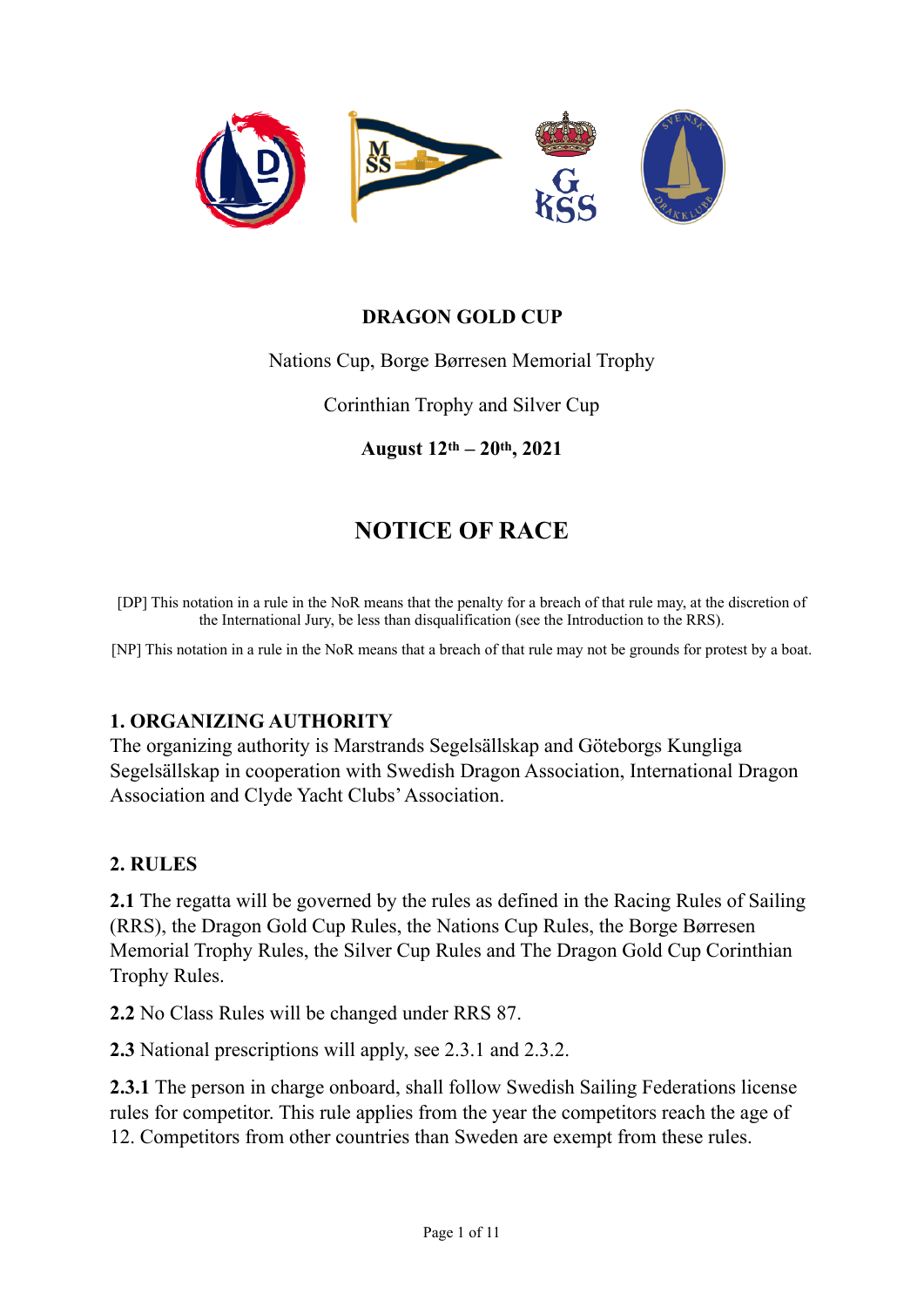**DRAGON GOLD CUP**

Nations Cup, Borge Børresen Memorial Trophy

Corinthian Trophy and Silver Cup

**August 12th – 20th, 2021**

# NOTICE OF RACE

[DP] This notation in a rule in the NoR means that the penalty for a breach of that rule may, at the discretion of the International Jury, be less than disqualification (see the Introduction to the RRS).

[NP] This notation in a rule in the NoR means that a breach of that rule may not be grounds for protest by a boat.

## 1. ORGANIZING AUTHORITY

The organizing authority is Marstrands Segelsällskap and Göteborgs Kungliga Segelsällskap in cooperation with Swedish Dragon Association, International Dragon Association and Clyde Yacht Clubs' Association.

## 2. RULES

**2.1** The regatta will be governed by the rules as defined in the Racing Rules of Sailing (RRS), the Dragon Gold Cup Rules, the Nations Cup Rules, the Borge Børresen Memorial Trophy Rules, the Silver Cup Rules and The Dragon Gold Cup Corinthian Trophy Rules.

**2.2** No Class Rules will be changed under RRS 87.

**2.3** National prescriptions will apply, see 2.3.1 and 2.3.2.

**2.3.1** The person in charge onboard, shall follow Swedish Sailing Federations license rules for competitor. This rule applies from the year the competitors reach the age of 12. Competitors from other countries than Sweden are exempt from these rules.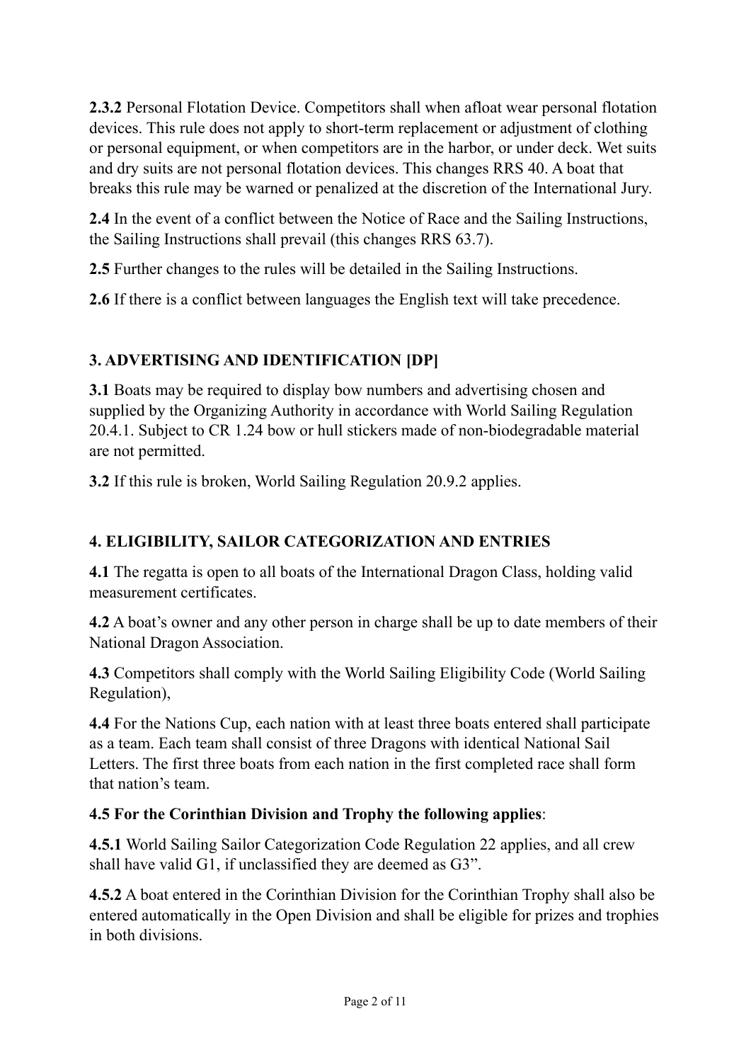**2.3.2** Personal Flotation Device. Competitors shall when afloat wear personal flotation devices. This rule does not apply to short-term replacement or adjustment of clothing or personal equipment, or when competitors are in the harbor, or under deck. Wet suits and dry suits are not personal flotation devices. This changes RRS 40. A boat that breaks this rule may be warned or penalized at the discretion of the International Jury.

**2.4** In the event of a conflict between the Notice of Race and the Sailing Instructions, the Sailing Instructions shall prevail (this changes RRS 63.7).

**2.5** Further changes to the rules will be detailed in the Sailing Instructions.

**2.6** If there is a conflict between languages the English text will take precedence.

## 3. ADVERTISING AND IDENTIFICATION [DP]

**3.1** Boats may be required to display bow numbers and advertising chosen and supplied by the Organizing Authority in accordance with World Sailing Regulation 20.4.1. Subject to CR 1.24 bow or hull stickers made of non-biodegradable material are not permitted.

**3.2** If this rule is broken, World Sailing Regulation 20.9.2 applies.

## 4. ELIGIBILITY, SAILOR CATEGORIZATION AND ENTRIES

**4.1** The regatta is open to all boats of the International Dragon Class, holding valid measurement certificates.

**4.2** A boat's owner and any other person in charge shall be up to date members of their National Dragon Association.

**4.3** Competitors shall comply with the World Sailing Eligibility Code (World Sailing Regulation),

**4.4** For the Nations Cup, each nation with at least three boats entered shall participate as a team. Each team shall consist of three Dragons with identical National Sail Letters. The first three boats from each nation in the first completed race shall form that nation's team.

**4.5 For the Corinthian Division and Trophy the following applies**:

**4.5.1** World Sailing Sailor Categorization Code Regulation 22 applies, and all crew shall have valid G1, if unclassified they are deemed as G3".

**4.5.2** A boat entered in the Corinthian Division for the Corinthian Trophy shall also be entered automatically in the Open Division and shall be eligible for prizes and trophies in both divisions.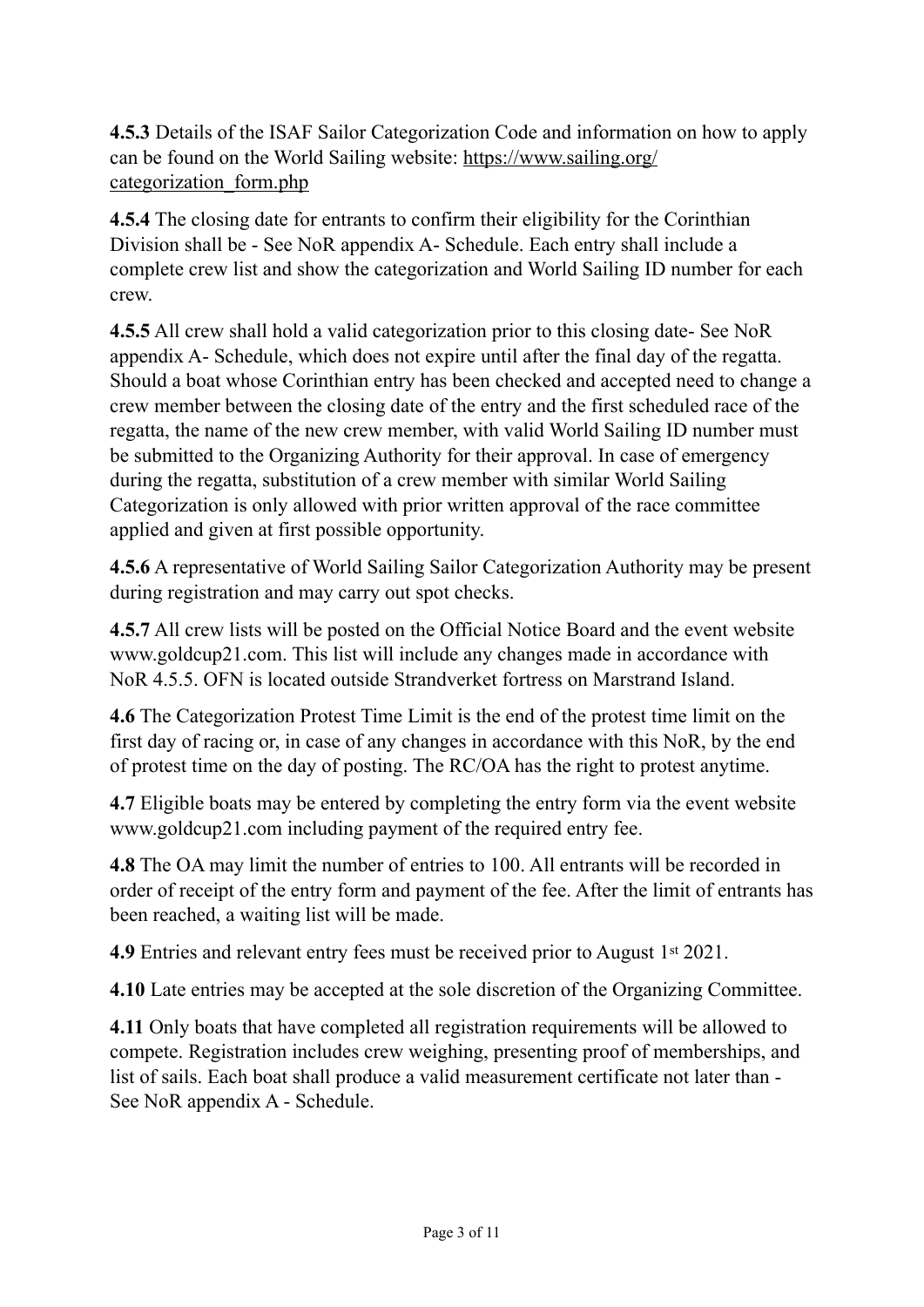**4.5.3** Details of the ISAF Sailor Categorization Code and information on how to apply can be found on the World Sailing website: [https://www.sailing.org/categorization_form.php](https://www.sailing.org/categorization_form.php)

**4.5.4** The closing date for entrants to confirm their eligibility for the Corinthian Division shall be - See NoR appendix A- Schedule. Each entry shall include a complete crew list and show the categorization and World Sailing ID number for each crew.

**4.5.5** All crew shall hold a valid categorization prior to this closing date- See NoR appendix A- Schedule, which does not expire until after the final day of the regatta. Should a boat whose Corinthian entry has been checked and accepted need to change a crew member between the closing date of the entry and the first scheduled race of the regatta, the name of the new crew member, with valid World Sailing ID number must be submitted to the Organizing Authority for their approval. In case of emergency during the regatta, substitution of a crew member with similar World Sailing Categorization is only allowed with prior written approval of the race committee applied and given at first possible opportunity.

**4.5.6** A representative of World Sailing Sailor Categorization Authority may be present during registration and may carry out spot checks.

**4.5.7** All crew lists will be posted on the Official Notice Board and the event website www.goldcup21.com. This list will include any changes made in accordance with NoR 4.5.5. OFN is located outside Strandverket fortress on Marstrand Island.

**4.6** The Categorization Protest Time Limit is the end of the protest time limit on the first day of racing or, in case of any changes in accordance with this NoR, by the end of protest time on the day of posting. The RC/OA has the right to protest anytime.

**4.7** Eligible boats may be entered by completing the entry form via the event website www.goldcup21.com including payment of the required entry fee.

**4.8** The OA may limit the number of entries to 100. All entrants will be recorded in order of receipt of the entry form and payment of the fee. After the limit of entrants has been reached, a waiting list will be made.

**4.9** Entries and relevant entry fees must be received prior to August 1st 2021.

**4.10** Late entries may be accepted at the sole discretion of the Organizing Committee.

**4.11** Only boats that have completed all registration requirements will be allowed to compete. Registration includes crew weighing, presenting proof of memberships, and list of sails. Each boat shall produce a valid measurement certificate not later than - See NoR appendix A - Schedule.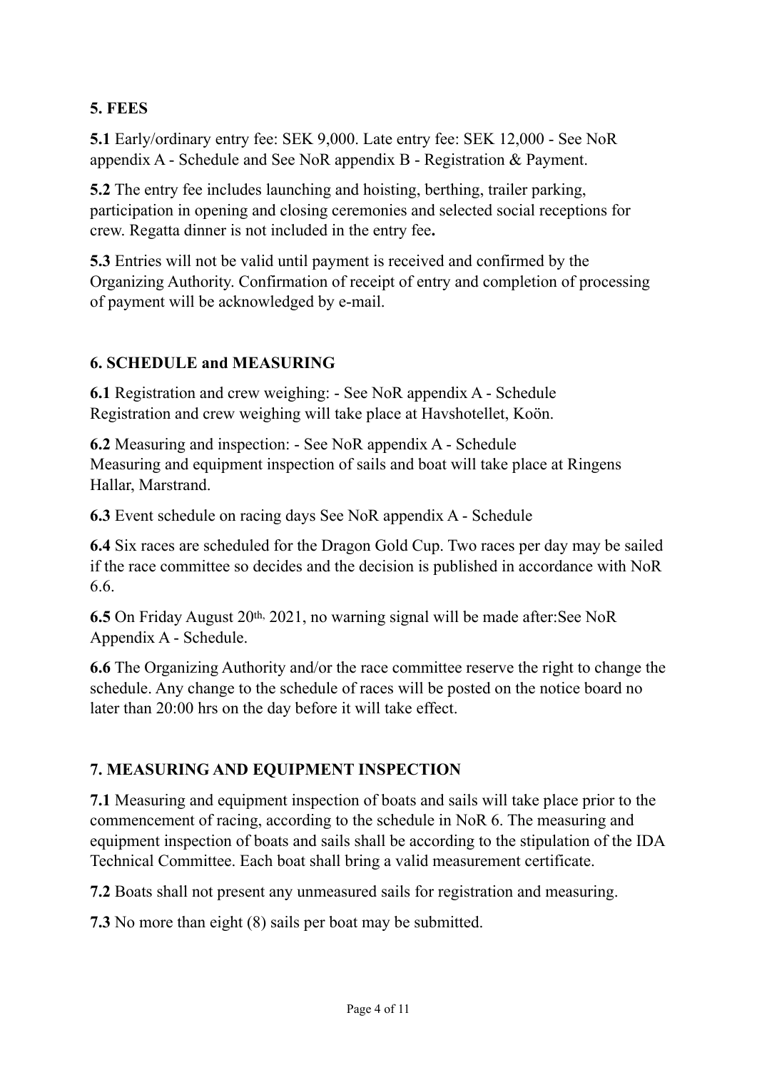## 5. FEES

**5.1** Early/ordinary entry fee: SEK 9,000. Late entry fee: SEK 12,000 - See NoR appendix A - Schedule and See NoR appendix B - Registration & Payment.

**5.2** The entry fee includes launching and hoisting, berthing, trailer parking, participation in opening and closing ceremonies and selected social receptions for crew. Regatta dinner is not included in the entry fee**.**

**5.3** Entries will not be valid until payment is received and confirmed by the Organizing Authority. Confirmation of receipt of entry and completion of processing of payment will be acknowledged by e-mail.

## 6. SCHEDULE and MEASURING

**6.1** Registration and crew weighing: - See NoR appendix A - Schedule
Registration and crew weighing will take place at Havshotellet, Koön.

**6.2** Measuring and inspection: - See NoR appendix A - Schedule
Measuring and equipment inspection of sails and boat will take place at Ringens Hallar, Marstrand.

**6.3** Event schedule on racing days See NoR appendix A - Schedule

**6.4** Six races are scheduled for the Dragon Gold Cup. Two races per day may be sailed if the race committee so decides and the decision is published in accordance with NoR 6.6.

**6.5** On Friday August 20th, 2021, no warning signal will be made after:See NoR Appendix A - Schedule.

**6.6** The Organizing Authority and/or the race committee reserve the right to change the schedule. Any change to the schedule of races will be posted on the notice board no later than 20:00 hrs on the day before it will take effect.

## 7. MEASURING AND EQUIPMENT INSPECTION

**7.1** Measuring and equipment inspection of boats and sails will take place prior to the commencement of racing, according to the schedule in NoR 6. The measuring and equipment inspection of boats and sails shall be according to the stipulation of the IDA Technical Committee. Each boat shall bring a valid measurement certificate.

**7.2** Boats shall not present any unmeasured sails for registration and measuring.

**7.3** No more than eight (8) sails per boat may be submitted.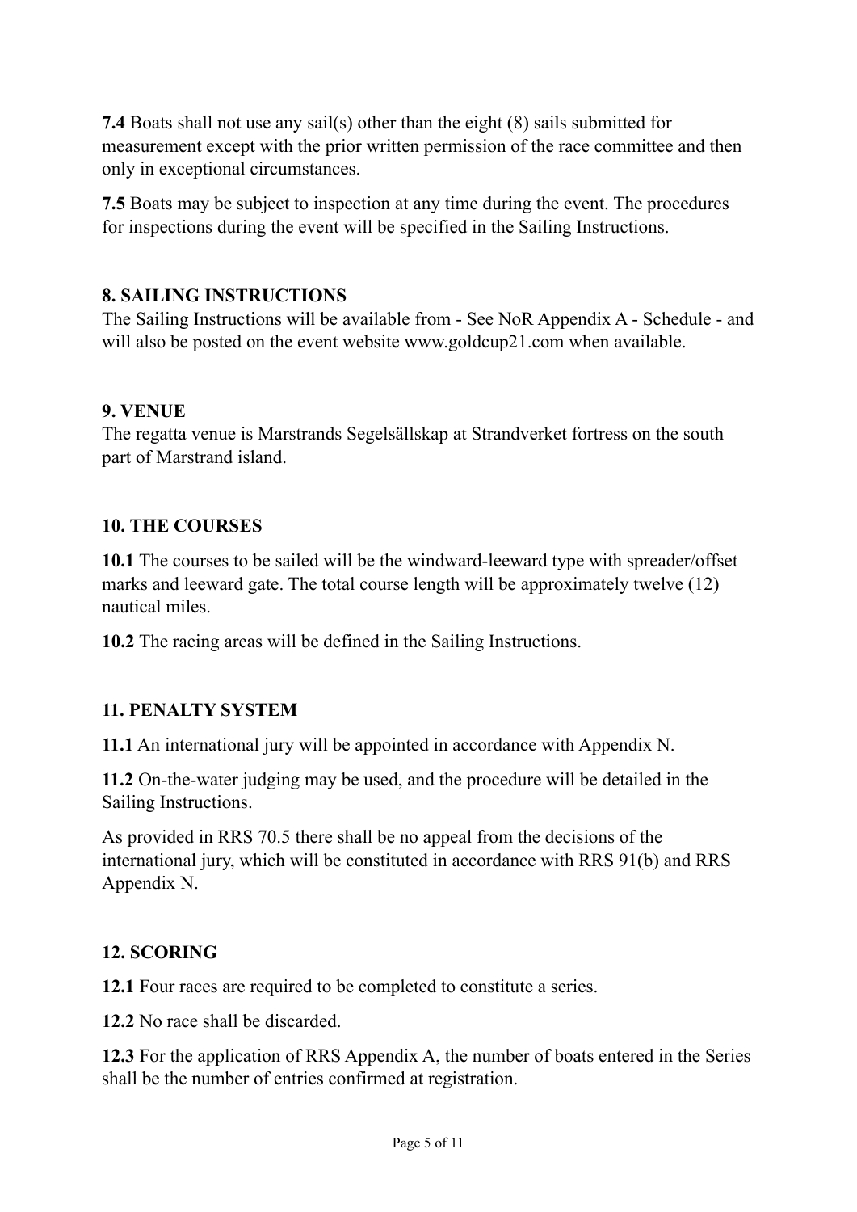**7.4** Boats shall not use any sail(s) other than the eight (8) sails submitted for measurement except with the prior written permission of the race committee and then only in exceptional circumstances.

**7.5** Boats may be subject to inspection at any time during the event. The procedures for inspections during the event will be specified in the Sailing Instructions.

## 8. SAILING INSTRUCTIONS

The Sailing Instructions will be available from - See NoR Appendix A - Schedule - and will also be posted on the event website www.goldcup21.com when available.

## 9. VENUE

The regatta venue is Marstrands Segelsällskap at Strandverket fortress on the south part of Marstrand island.

## 10. THE COURSES

**10.1** The courses to be sailed will be the windward-leeward type with spreader/offset marks and leeward gate. The total course length will be approximately twelve (12) nautical miles.

**10.2** The racing areas will be defined in the Sailing Instructions.

## 11. PENALTY SYSTEM

**11.1** An international jury will be appointed in accordance with Appendix N.

**11.2** On-the-water judging may be used, and the procedure will be detailed in the Sailing Instructions.

As provided in RRS 70.5 there shall be no appeal from the decisions of the international jury, which will be constituted in accordance with RRS 91(b) and RRS Appendix N.

## 12. SCORING

**12.1** Four races are required to be completed to constitute a series.

**12.2** No race shall be discarded.

**12.3** For the application of RRS Appendix A, the number of boats entered in the Series shall be the number of entries confirmed at registration.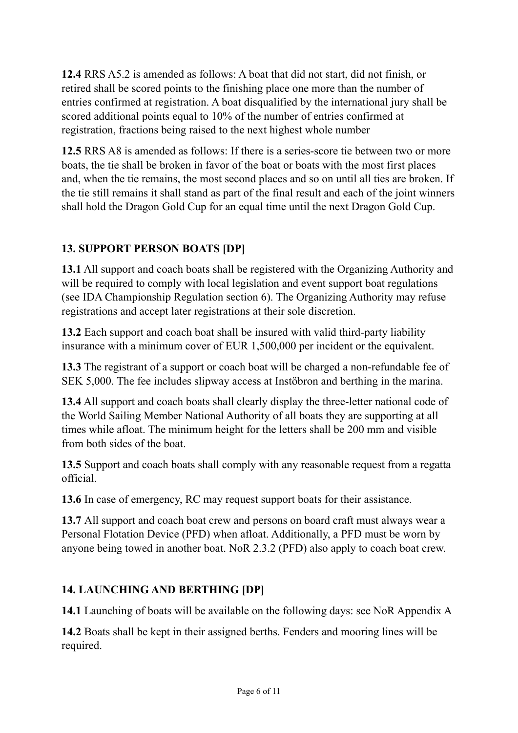**12.4** RRS A5.2 is amended as follows: A boat that did not start, did not finish, or retired shall be scored points to the finishing place one more than the number of entries confirmed at registration. A boat disqualified by the international jury shall be scored additional points equal to 10% of the number of entries confirmed at registration, fractions being raised to the next highest whole number

**12.5** RRS A8 is amended as follows: If there is a series-score tie between two or more boats, the tie shall be broken in favor of the boat or boats with the most first places and, when the tie remains, the most second places and so on until all ties are broken. If the tie still remains it shall stand as part of the final result and each of the joint winners shall hold the Dragon Gold Cup for an equal time until the next Dragon Gold Cup.

## 13. SUPPORT PERSON BOATS [DP]

**13.1** All support and coach boats shall be registered with the Organizing Authority and will be required to comply with local legislation and event support boat regulations (see IDA Championship Regulation section 6). The Organizing Authority may refuse registrations and accept later registrations at their sole discretion.

**13.2** Each support and coach boat shall be insured with valid third-party liability insurance with a minimum cover of EUR 1,500,000 per incident or the equivalent.

**13.3** The registrant of a support or coach boat will be charged a non-refundable fee of SEK 5,000. The fee includes slipway access at Instöbron and berthing in the marina.

**13.4** All support and coach boats shall clearly display the three-letter national code of the World Sailing Member National Authority of all boats they are supporting at all times while afloat. The minimum height for the letters shall be 200 mm and visible from both sides of the boat.

**13.5** Support and coach boats shall comply with any reasonable request from a regatta official.

**13.6** In case of emergency, RC may request support boats for their assistance.

**13.7** All support and coach boat crew and persons on board craft must always wear a Personal Flotation Device (PFD) when afloat. Additionally, a PFD must be worn by anyone being towed in another boat. NoR 2.3.2 (PFD) also apply to coach boat crew.

## 14. LAUNCHING AND BERTHING [DP]

**14.1** Launching of boats will be available on the following days: see NoR Appendix A

**14.2** Boats shall be kept in their assigned berths. Fenders and mooring lines will be required.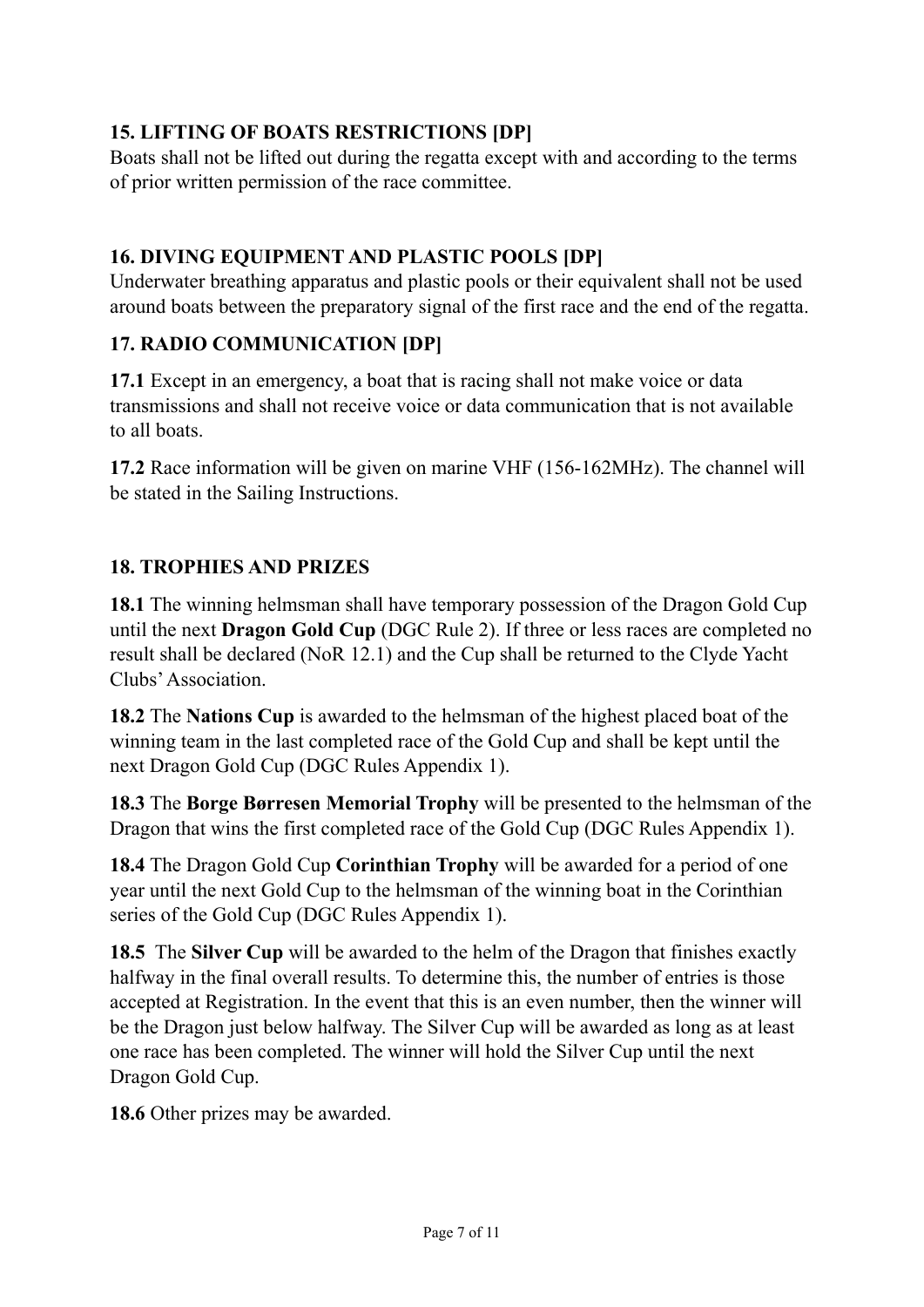## 15. LIFTING OF BOATS RESTRICTIONS [DP]

Boats shall not be lifted out during the regatta except with and according to the terms of prior written permission of the race committee.

## 16. DIVING EQUIPMENT AND PLASTIC POOLS [DP]

Underwater breathing apparatus and plastic pools or their equivalent shall not be used around boats between the preparatory signal of the first race and the end of the regatta.

## 17. RADIO COMMUNICATION [DP]

**17.1** Except in an emergency, a boat that is racing shall not make voice or data transmissions and shall not receive voice or data communication that is not available to all boats.

**17.2** Race information will be given on marine VHF (156-162MHz). The channel will be stated in the Sailing Instructions.

## 18. TROPHIES AND PRIZES

**18.1** The winning helmsman shall have temporary possession of the Dragon Gold Cup until the next **Dragon Gold Cup** (DGC Rule 2). If three or less races are completed no result shall be declared (NoR 12.1) and the Cup shall be returned to the Clyde Yacht Clubs' Association.

**18.2** The **Nations Cup** is awarded to the helmsman of the highest placed boat of the winning team in the last completed race of the Gold Cup and shall be kept until the next Dragon Gold Cup (DGC Rules Appendix 1).

**18.3** The **Borge Børresen Memorial Trophy** will be presented to the helmsman of the Dragon that wins the first completed race of the Gold Cup (DGC Rules Appendix 1).

**18.4** The Dragon Gold Cup **Corinthian Trophy** will be awarded for a period of one year until the next Gold Cup to the helmsman of the winning boat in the Corinthian series of the Gold Cup (DGC Rules Appendix 1).

**18.5** The **Silver Cup** will be awarded to the helm of the Dragon that finishes exactly halfway in the final overall results. To determine this, the number of entries is those accepted at Registration. In the event that this is an even number, then the winner will be the Dragon just below halfway. The Silver Cup will be awarded as long as at least one race has been completed. The winner will hold the Silver Cup until the next Dragon Gold Cup.

**18.6** Other prizes may be awarded.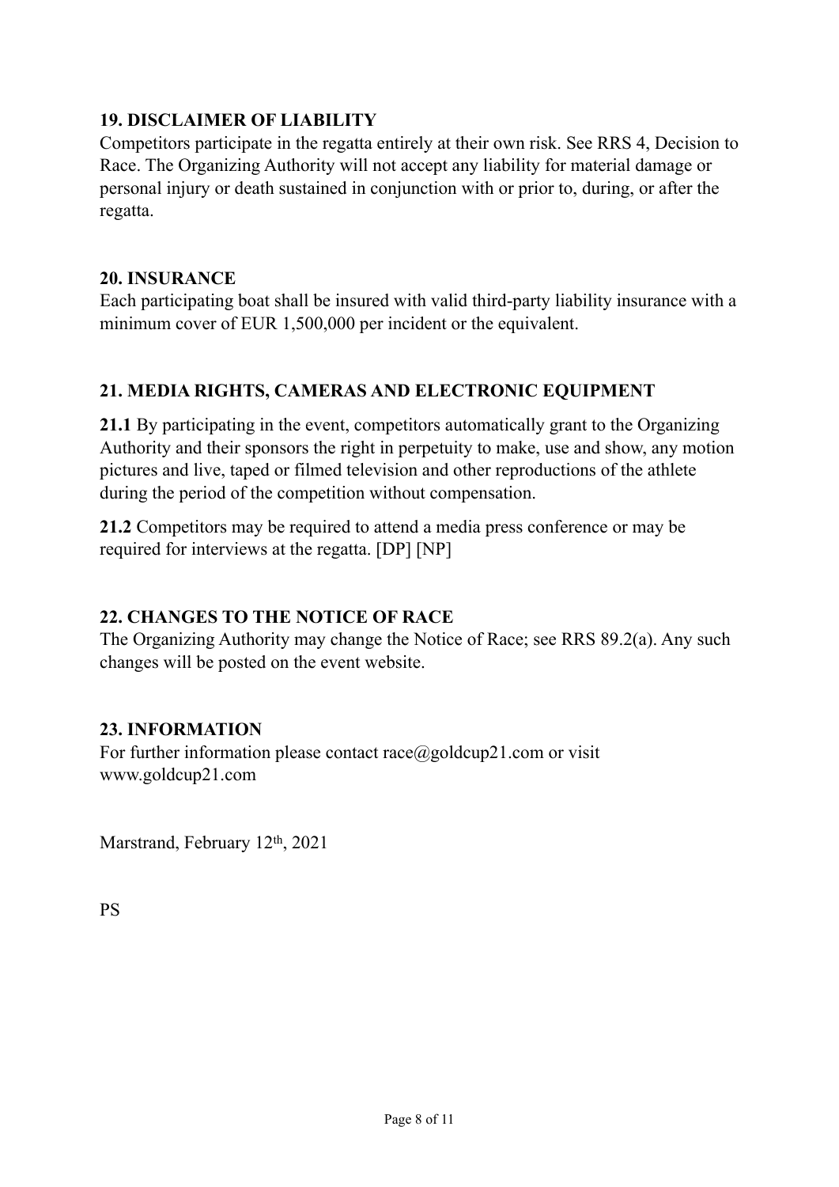## 19. DISCLAIMER OF LIABILITY

Competitors participate in the regatta entirely at their own risk. See RRS 4, Decision to Race. The Organizing Authority will not accept any liability for material damage or personal injury or death sustained in conjunction with or prior to, during, or after the regatta.

## 20. INSURANCE

Each participating boat shall be insured with valid third-party liability insurance with a minimum cover of EUR 1,500,000 per incident or the equivalent.

## 21. MEDIA RIGHTS, CAMERAS AND ELECTRONIC EQUIPMENT

**21.1** By participating in the event, competitors automatically grant to the Organizing Authority and their sponsors the right in perpetuity to make, use and show, any motion pictures and live, taped or filmed television and other reproductions of the athlete during the period of the competition without compensation.

**21.2** Competitors may be required to attend a media press conference or may be required for interviews at the regatta. [DP] [NP]

## 22. CHANGES TO THE NOTICE OF RACE

The Organizing Authority may change the Notice of Race; see RRS 89.2(a). Any such changes will be posted on the event website.

## 23. INFORMATION

For further information please contact race@goldcup21.com or visit www.goldcup21.com

Marstrand, February 12th, 2021

PS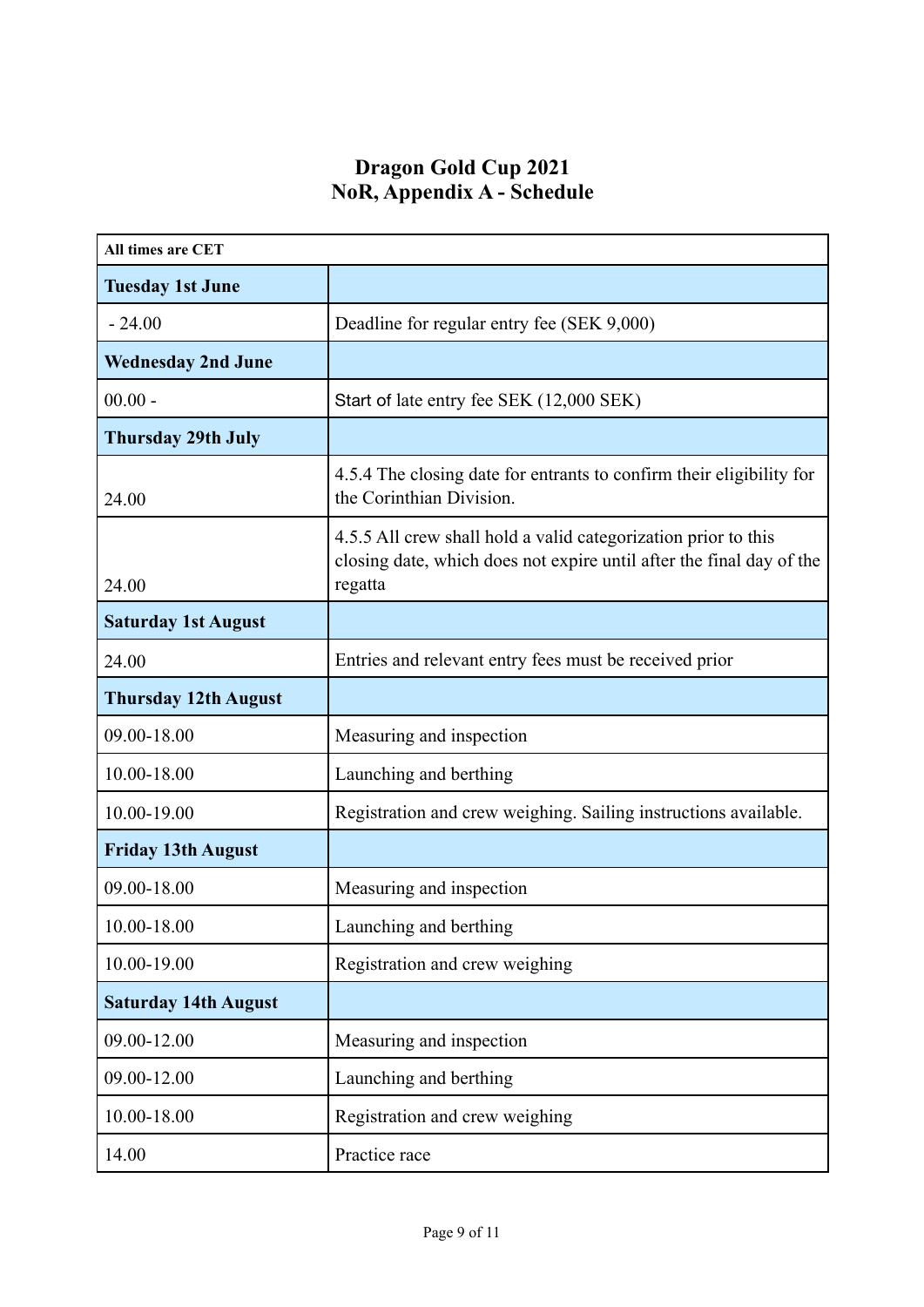# Dragon Gold Cup 2021
## NoR, Appendix A - Schedule

| All times are CET | |
|---|---|
| **Tuesday 1st June** | |
| - 24.00 | Deadline for regular entry fee (SEK 9,000) |
| **Wednesday 2nd June** | |
| 00.00 - | Start of late entry fee SEK (12,000 SEK) |
| **Thursday 29th July** | |
| 24.00 | 4.5.4 The closing date for entrants to confirm their eligibility for the Corinthian Division. |
| 24.00 | 4.5.5 All crew shall hold a valid categorization prior to this closing date, which does not expire until after the final day of the regatta |
| **Saturday 1st August** | |
| 24.00 | Entries and relevant entry fees must be received prior |
| **Thursday 12th August** | |
| 09.00-18.00 | Measuring and inspection |
| 10.00-18.00 | Launching and berthing |
| 10.00-19.00 | Registration and crew weighing. Sailing instructions available. |
| **Friday 13th August** | |
| 09.00-18.00 | Measuring and inspection |
| 10.00-18.00 | Launching and berthing |
| 10.00-19.00 | Registration and crew weighing |
| **Saturday 14th August** | |
| 09.00-12.00 | Measuring and inspection |
| 09.00-12.00 | Launching and berthing |
| 10.00-18.00 | Registration and crew weighing |
| 14.00 | Practice race |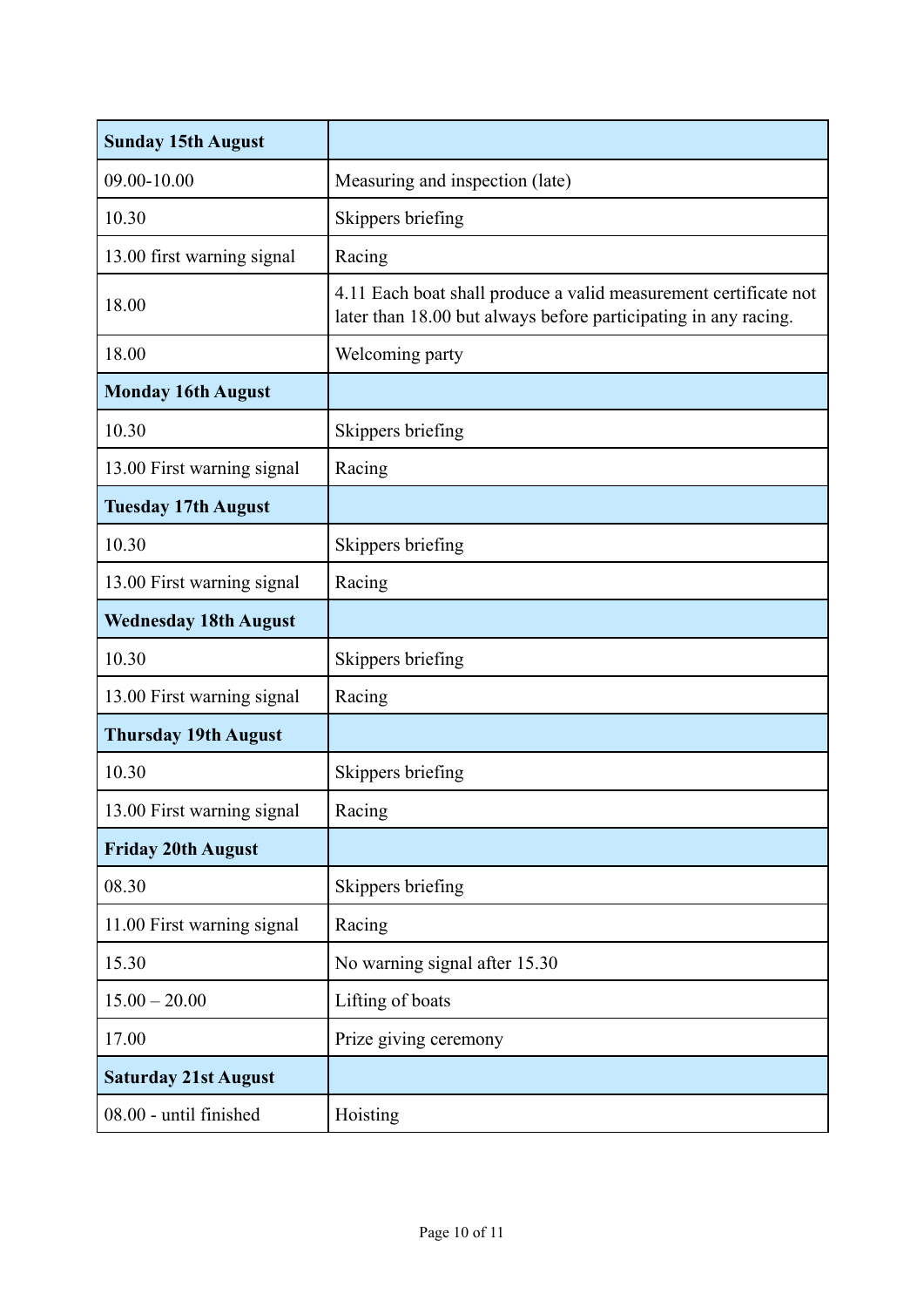| **Sunday 15th August** | |
|---|---|
| 09.00-10.00 | Measuring and inspection (late) |
| 10.30 | Skippers briefing |
| 13.00 first warning signal | Racing |
| 18.00 | 4.11 Each boat shall produce a valid measurement certificate not later than 18.00 but always before participating in any racing. |
| 18.00 | Welcoming party |
| **Monday 16th August** | |
| 10.30 | Skippers briefing |
| 13.00 First warning signal | Racing |
| **Tuesday 17th August** | |
| 10.30 | Skippers briefing |
| 13.00 First warning signal | Racing |
| **Wednesday 18th August** | |
| 10.30 | Skippers briefing |
| 13.00 First warning signal | Racing |
| **Thursday 19th August** | |
| 10.30 | Skippers briefing |
| 13.00 First warning signal | Racing |
| **Friday 20th August** | |
| 08.30 | Skippers briefing |
| 11.00 First warning signal | Racing |
| 15.30 | No warning signal after 15.30 |
| 15.00 – 20.00 | Lifting of boats |
| 17.00 | Prize giving ceremony |
| **Saturday 21st August** | |
| 08.00 - until finished | Hoisting |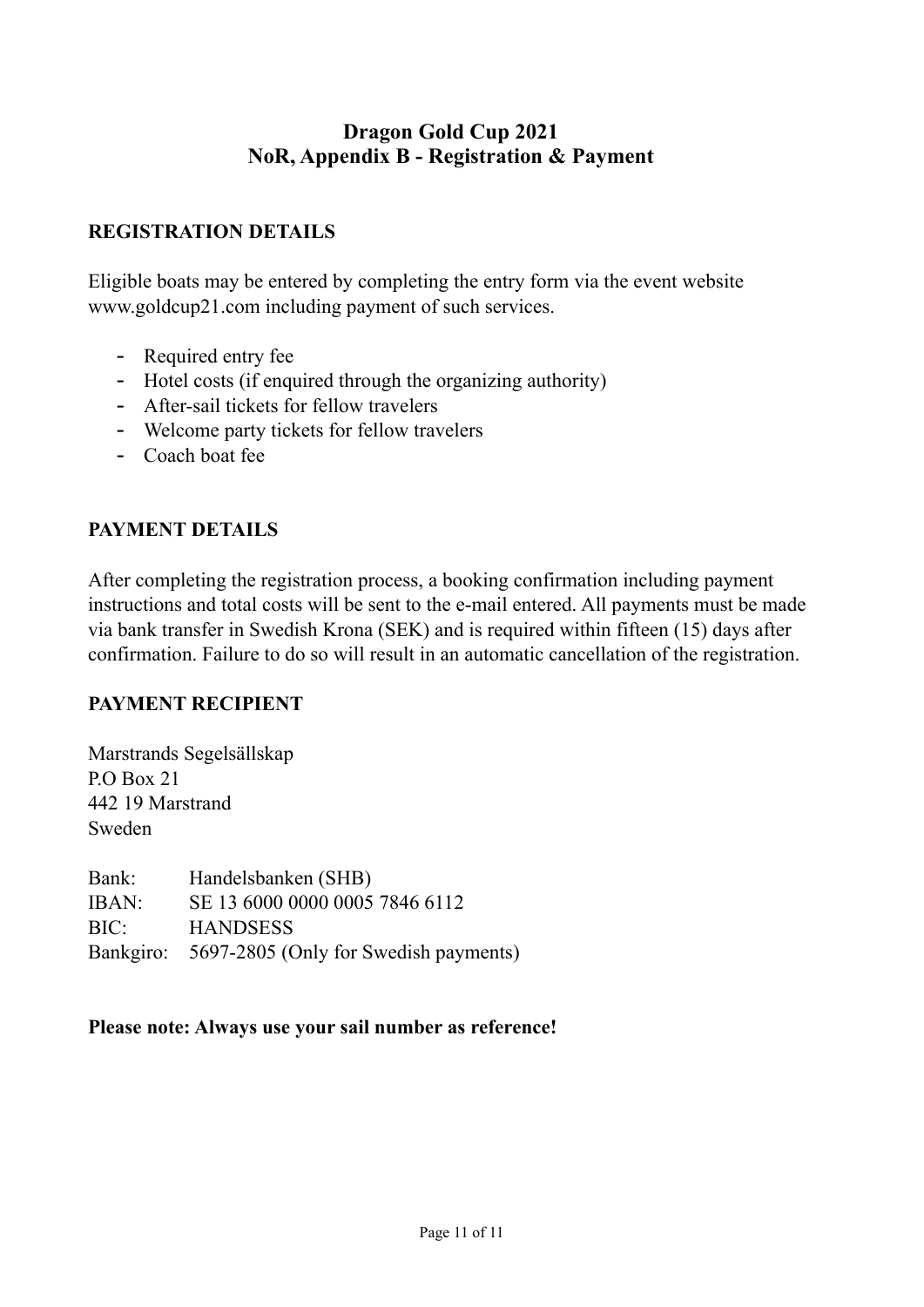# Dragon Gold Cup 2021
# NoR, Appendix B - Registration & Payment

## REGISTRATION DETAILS

Eligible boats may be entered by completing the entry form via the event website www.goldcup21.com including payment of such services.

- Required entry fee
- Hotel costs (if enquired through the organizing authority)
- After-sail tickets for fellow travelers
- Welcome party tickets for fellow travelers
- Coach boat fee

## PAYMENT DETAILS

After completing the registration process, a booking confirmation including payment instructions and total costs will be sent to the e-mail entered. All payments must be made via bank transfer in Swedish Krona (SEK) and is required within fifteen (15) days after confirmation. Failure to do so will result in an automatic cancellation of the registration.

## PAYMENT RECIPIENT

Marstrands Segelsällskap
P.O Box 21
442 19 Marstrand
Sweden

| | |
|---|---|
| Bank: | Handelsbanken (SHB) |
| IBAN: | SE 13 6000 0000 0005 7846 6112 |
| BIC: | HANDSESS |
| Bankgiro: | 5697-2805 (Only for Swedish payments) |

**Please note: Always use your sail number as reference!**